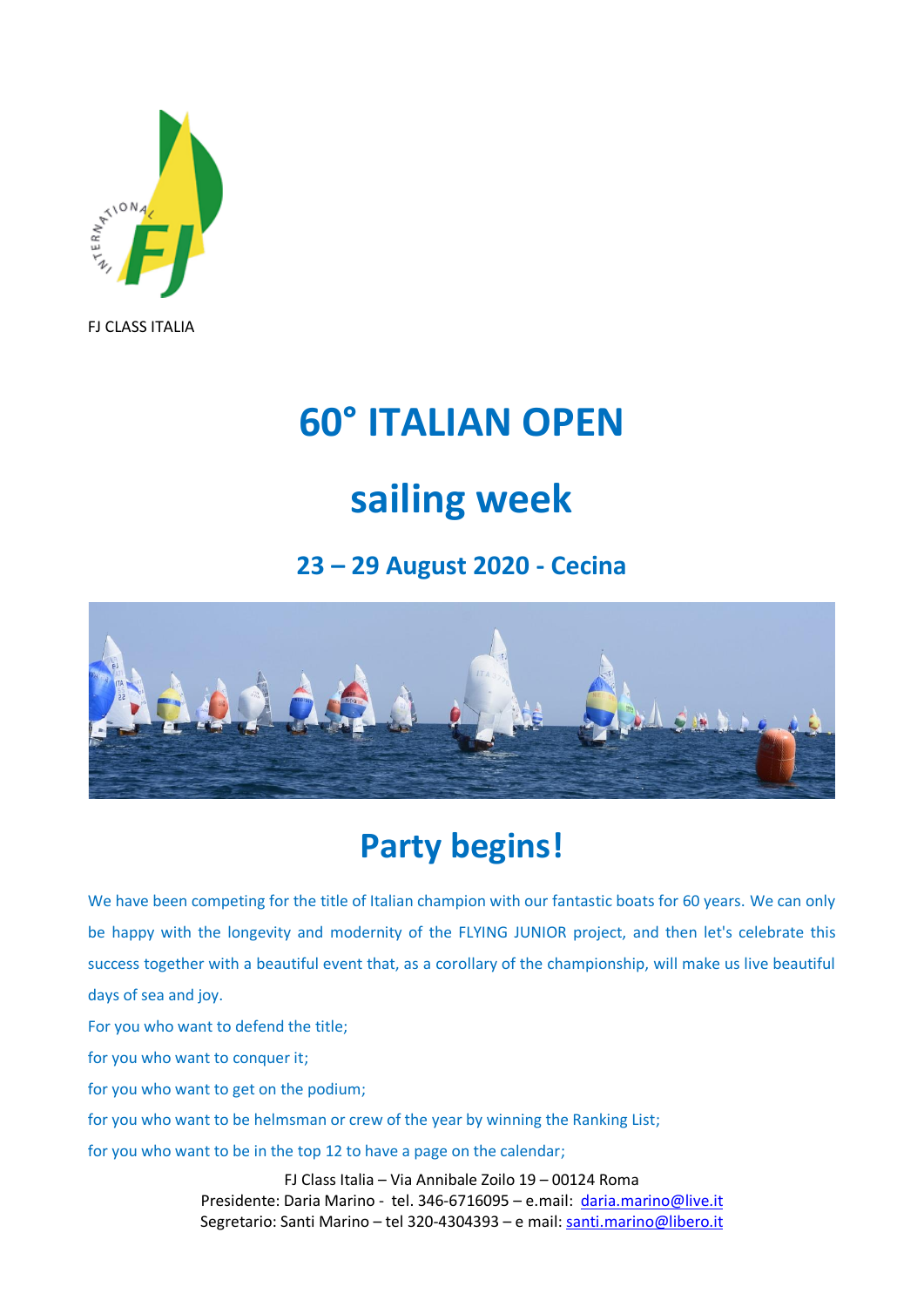FJ CLASS ITALIA

# 60° ITALIAN OPEN

# sailing week

### 23 – 29 August 2020 - Cecina

## Party begins!

We have been competing for the title of Italian champion with our fantastic boats for 60 years. We can only be happy with the longevity and modernity of the FLYING JUNIOR project, and then let's celebrate this success together with a beautiful event that, as a corollary of the championship, will make us live beautiful days of sea and joy.

For you who want to defend the title;

for you who want to conquer it;

for you who want to get on the podium;

for you who want to be helmsman or crew of the year by winning the Ranking List;

for you who want to be in the top 12 to have a page on the calendar;

FJ Class Italia – Via Annibale Zoilo 19 – 00124 Roma
Presidente: Daria Marino - tel. 346-6716095 – e.mail: daria.marino@live.it
Segretario: Santi Marino – tel 320-4304393 – e mail: santi.marino@libero.it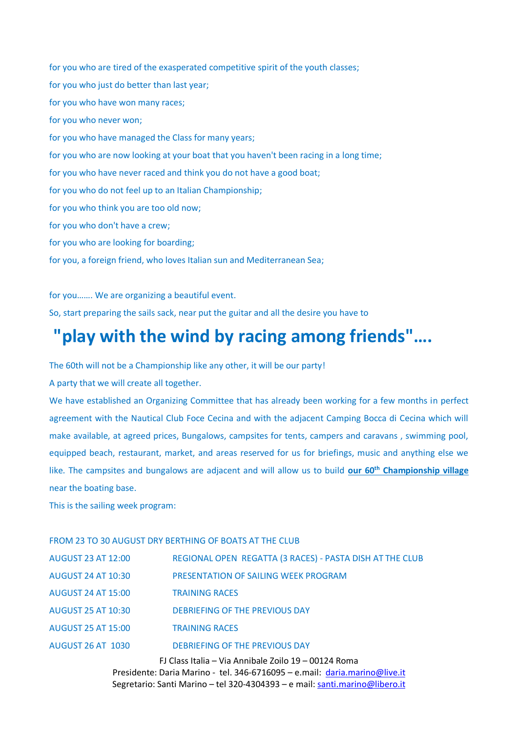for you who are tired of the exasperated competitive spirit of the youth classes;

for you who just do better than last year;

for you who have won many races;

for you who never won;

for you who have managed the Class for many years;

for you who are now looking at your boat that you haven't been racing in a long time;

for you who have never raced and think you do not have a good boat;

for you who do not feel up to an Italian Championship;

for you who think you are too old now;

for you who don't have a crew;

for you who are looking for boarding;

for you, a foreign friend, who loves Italian sun and Mediterranean Sea;

for you……. We are organizing a beautiful event.

So, start preparing the sails sack, near put the guitar and all the desire you have to

# "play with the wind by racing among friends"….

The 60th will not be a Championship like any other, it will be our party!

A party that we will create all together.

We have established an Organizing Committee that has already been working for a few months in perfect agreement with the Nautical Club Foce Cecina and with the adjacent Camping Bocca di Cecina which will make available, at agreed prices, Bungalows, campsites for tents, campers and caravans , swimming pool, equipped beach, restaurant, market, and areas reserved for us for briefings, music and anything else we like. The campsites and bungalows are adjacent and will allow us to build **our 60th Championship village** near the boating base.

This is the sailing week program:

FROM 23 TO 30 AUGUST DRY BERTHING OF BOATS AT THE CLUB

| | |
|---|---|
| AUGUST 23 AT 12:00 | REGIONAL OPEN REGATTA (3 RACES) - PASTA DISH AT THE CLUB |
| AUGUST 24 AT 10:30 | PRESENTATION OF SAILING WEEK PROGRAM |
| AUGUST 24 AT 15:00 | TRAINING RACES |
| AUGUST 25 AT 10:30 | DEBRIEFING OF THE PREVIOUS DAY |
| AUGUST 25 AT 15:00 | TRAINING RACES |
| AUGUST 26 AT 1030 | DEBRIEFING OF THE PREVIOUS DAY |

FJ Class Italia – Via Annibale Zoilo 19 – 00124 Roma
Presidente: Daria Marino - tel. 346-6716095 – e.mail: daria.marino@live.it
Segretario: Santi Marino – tel 320-4304393 – e mail: santi.marino@libero.it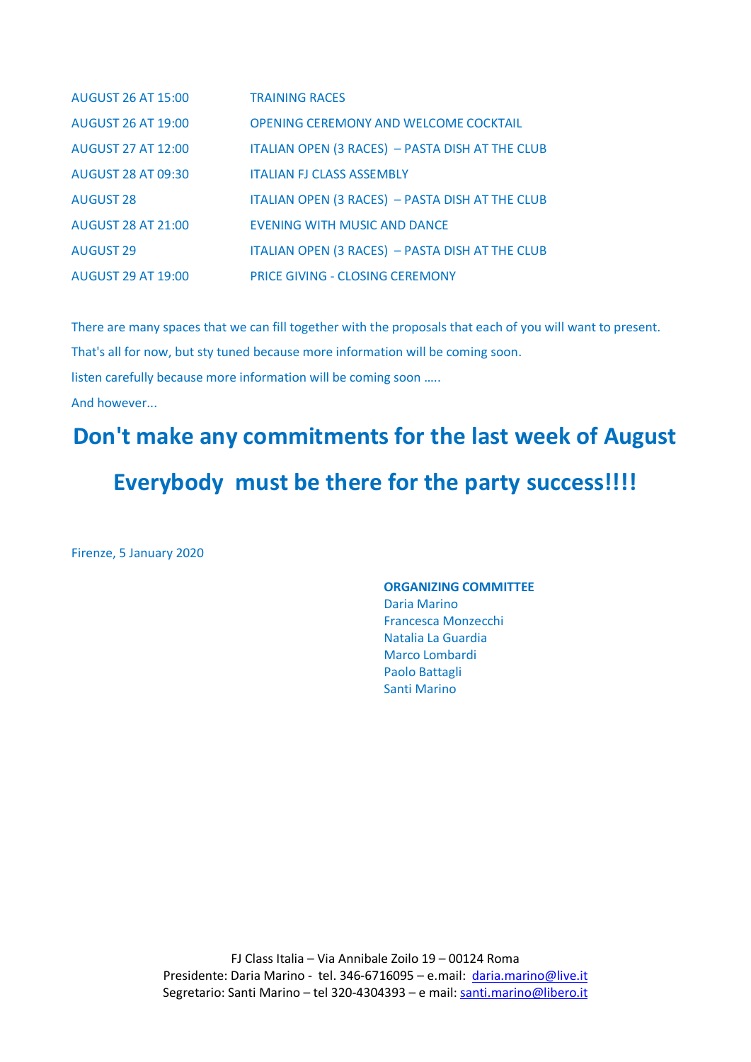| | |
|---|---|
| AUGUST 26 AT 15:00 | TRAINING RACES |
| AUGUST 26 AT 19:00 | OPENING CEREMONY AND WELCOME COCKTAIL |
| AUGUST 27 AT 12:00 | ITALIAN OPEN (3 RACES) – PASTA DISH AT THE CLUB |
| AUGUST 28 AT 09:30 | ITALIAN FJ CLASS ASSEMBLY |
| AUGUST 28 | ITALIAN OPEN (3 RACES) – PASTA DISH AT THE CLUB |
| AUGUST 28 AT 21:00 | EVENING WITH MUSIC AND DANCE |
| AUGUST 29 | ITALIAN OPEN (3 RACES) – PASTA DISH AT THE CLUB |
| AUGUST 29 AT 19:00 | PRICE GIVING - CLOSING CEREMONY |

There are many spaces that we can fill together with the proposals that each of you will want to present.

That's all for now, but sty tuned because more information will be coming soon.

listen carefully because more information will be coming soon …..

And however...

## Don't make any commitments for the last week of August

## Everybody must be there for the party success!!!!

Firenze, 5 January 2020

**ORGANIZING COMMITTEE**
Daria Marino
Francesca Monzecchi
Natalia La Guardia
Marco Lombardi
Paolo Battagli
Santi Marino

FJ Class Italia – Via Annibale Zoilo 19 – 00124 Roma
Presidente: Daria Marino - tel. 346-6716095 – e.mail: daria.marino@live.it
Segretario: Santi Marino – tel 320-4304393 – e mail: santi.marino@libero.it